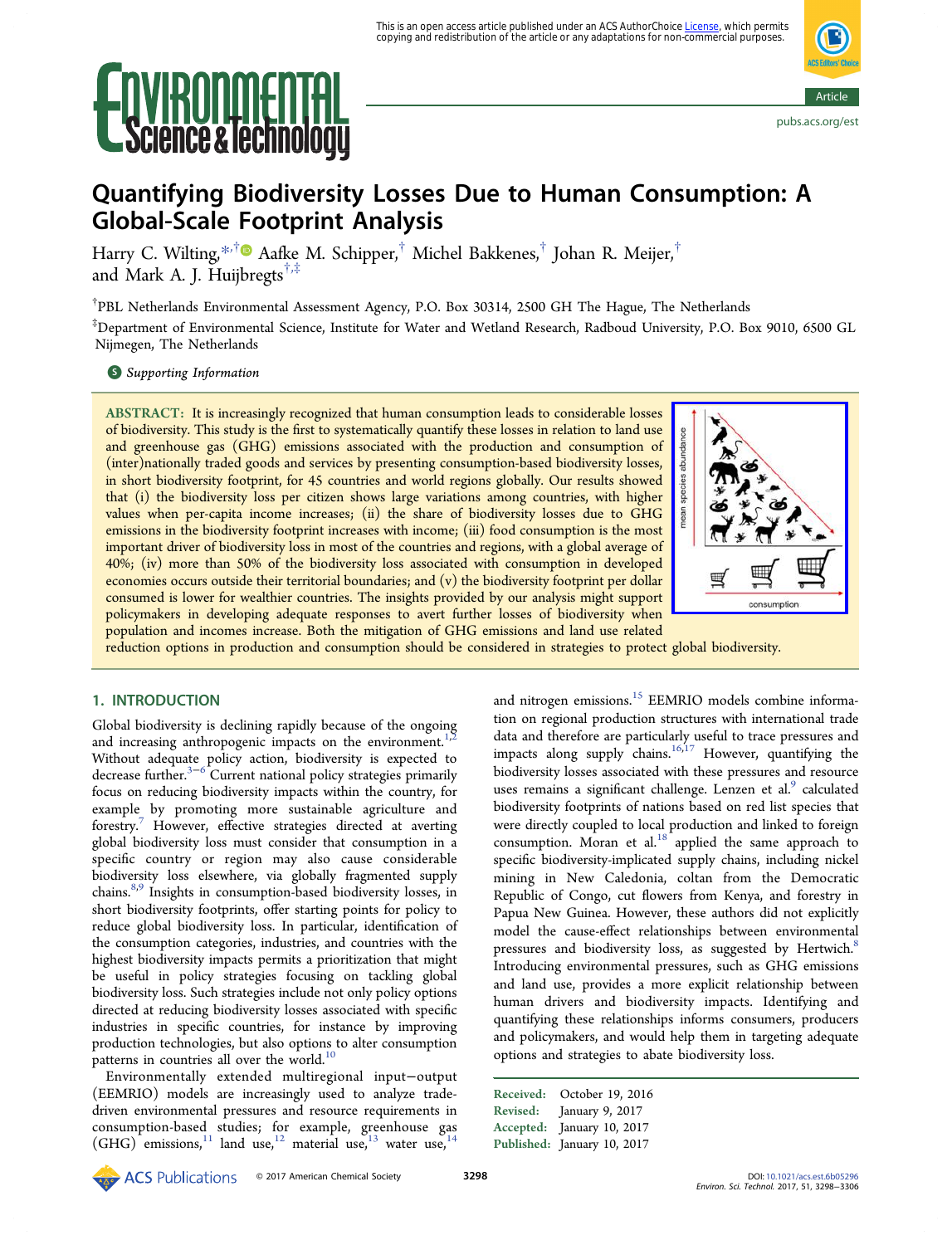# Quantifying Biodiversity Losses Due to Human Consumption: A Global-Scale Footprint Analysis

Harry C. Wilting,[*,†] Aafke M. Schipper,[†] Michel Bakkenes,[†] Johan R. Meijer,[†] and Mark A. J. Huijbregts[†,‡]

[†]PBL Netherlands Environmental Assessment Agency, P.O. Box 30314, 2500 GH The Hague, The Netherlands

[‡]Department of Environmental Science, Institute for Water and Wetland Research, Radboud University, P.O. Box 9010, 6500 GL Nijmegen, The Netherlands

*Supporting Information*

**ABSTRACT:** It is increasingly recognized that human consumption leads to considerable losses of biodiversity. This study is the first to systematically quantify these losses in relation to land use and greenhouse gas (GHG) emissions associated with the production and consumption of (inter)nationally traded goods and services by presenting consumption-based biodiversity losses, in short biodiversity footprint, for 45 countries and world regions globally. Our results showed that (i) the biodiversity loss per citizen shows large variations among countries, with higher values when per-capita income increases; (ii) the share of biodiversity losses due to GHG emissions in the biodiversity footprint increases with income; (iii) food consumption is the most important driver of biodiversity loss in most of the countries and regions, with a global average of 40%; (iv) more than 50% of the biodiversity loss associated with consumption in developed economies occurs outside their territorial boundaries; and (v) the biodiversity footprint per dollar consumed is lower for wealthier countries. The insights provided by our analysis might support policymakers in developing adequate responses to avert further losses of biodiversity when population and incomes increase. Both the mitigation of GHG emissions and land use related reduction options in production and consumption should be considered in strategies to protect global biodiversity.

## 1. INTRODUCTION

Global biodiversity is declining rapidly because of the ongoing and increasing anthropogenic impacts on the environment.[1,2] Without adequate policy action, biodiversity is expected to decrease further.[3−6] Current national policy strategies primarily focus on reducing biodiversity impacts within the country, for example by promoting more sustainable agriculture and forestry.[7] However, effective strategies directed at averting global biodiversity loss must consider that consumption in a specific country or region may also cause considerable biodiversity loss elsewhere, via globally fragmented supply chains.[8,9] Insights in consumption-based biodiversity losses, in short biodiversity footprints, offer starting points for policy to reduce global biodiversity loss. In particular, identification of the consumption categories, industries, and countries with the highest biodiversity impacts permits a prioritization that might be useful in policy strategies focusing on tackling global biodiversity loss. Such strategies include not only policy options directed at reducing biodiversity losses associated with specific industries in specific countries, for instance by improving production technologies, but also options to alter consumption patterns in countries all over the world.[10]

Environmentally extended multiregional input−output (EEMRIO) models are increasingly used to analyze trade-driven environmental pressures and resource requirements in consumption-based studies; for example, greenhouse gas (GHG) emissions,[11] land use,[12] material use,[13] water use,[14] and nitrogen emissions.[15] EEMRIO models combine information on regional production structures with international trade data and therefore are particularly useful to trace pressures and impacts along supply chains.[16,17] However, quantifying the biodiversity losses associated with these pressures and resource uses remains a significant challenge. Lenzen et al.[9] calculated biodiversity footprints of nations based on red list species that were directly coupled to local production and linked to foreign consumption. Moran et al.[18] applied the same approach to specific biodiversity-implicated supply chains, including nickel mining in New Caledonia, coltan from the Democratic Republic of Congo, cut flowers from Kenya, and forestry in Papua New Guinea. However, these authors did not explicitly model the cause-effect relationships between environmental pressures and biodiversity loss, as suggested by Hertwich.[8] Introducing environmental pressures, such as GHG emissions and land use, provides a more explicit relationship between human drivers and biodiversity impacts. Identifying and quantifying these relationships informs consumers, producers and policymakers, and would help them in targeting adequate options and strategies to abate biodiversity loss.

Received: October 19, 2016
Revised: January 9, 2017
Accepted: January 10, 2017
Published: January 10, 2017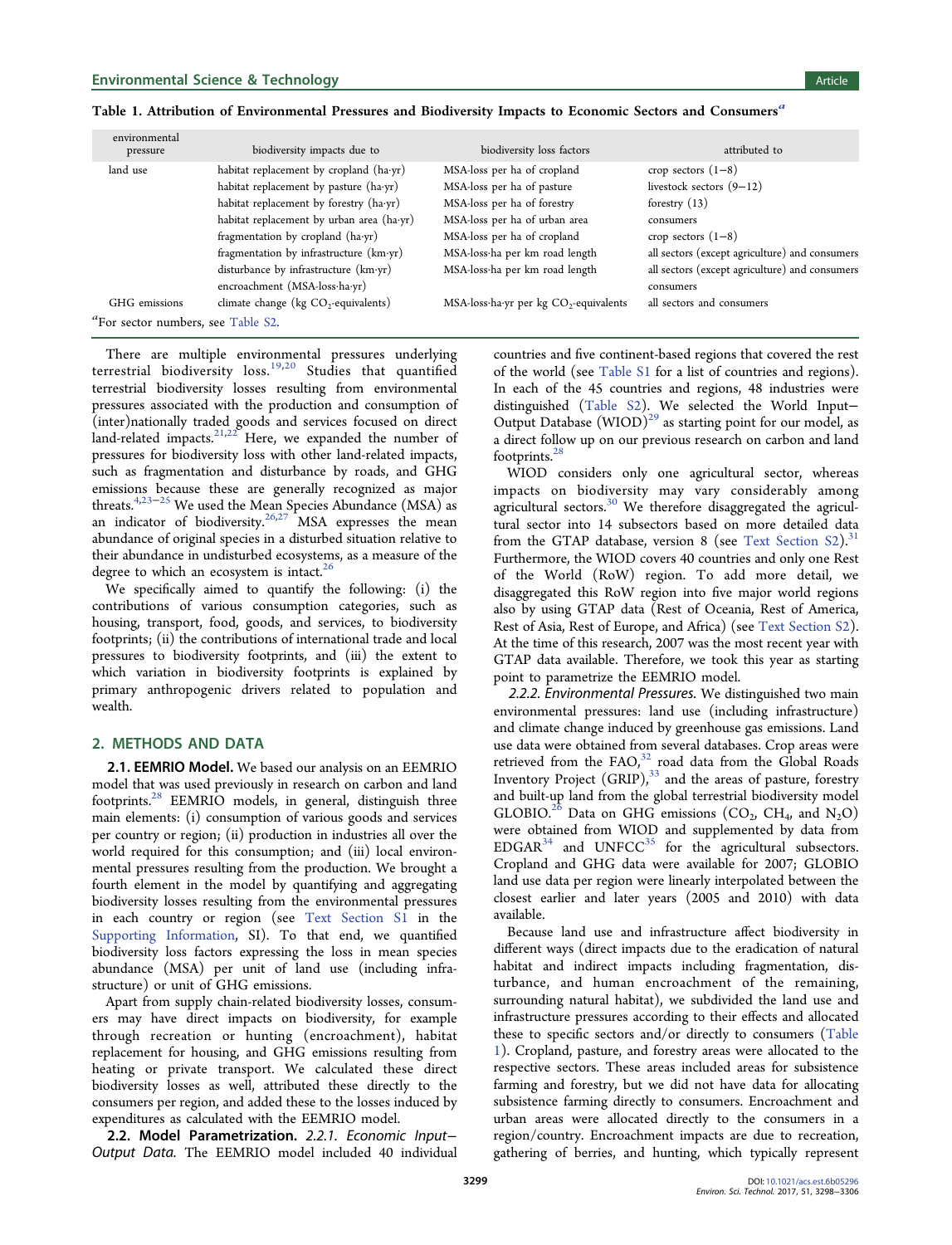Table 1. Attribution of Environmental Pressures and Biodiversity Impacts to Economic Sectors and Consumers[a]

| environmental pressure | biodiversity impacts due to | biodiversity loss factors | attributed to |
|---|---|---|---|
| land use | habitat replacement by cropland (ha·yr) | MSA-loss per ha of cropland | crop sectors (1−8) |
| | habitat replacement by pasture (ha·yr) | MSA-loss per ha of pasture | livestock sectors (9−12) |
| | habitat replacement by forestry (ha·yr) | MSA-loss per ha of forestry | forestry (13) |
| | habitat replacement by urban area (ha·yr) | MSA-loss per ha of urban area | consumers |
| | fragmentation by cropland (ha·yr) | MSA-loss per ha of cropland | crop sectors (1−8) |
| | fragmentation by infrastructure (km·yr) | MSA-loss·ha per km road length | all sectors (except agriculture) and consumers |
| | disturbance by infrastructure (km·yr) | MSA-loss·ha per km road length | all sectors (except agriculture) and consumers |
| | encroachment (MSA-loss·ha·yr) | | consumers |
| GHG emissions | climate change (kg $CO_2$-equivalents) | MSA-loss·ha·yr per kg $CO_2$-equivalents | all sectors and consumers |

[a]For sector numbers, see Table S2.

There are multiple environmental pressures underlying terrestrial biodiversity loss.[19,20] Studies that quantified terrestrial biodiversity losses resulting from environmental pressures associated with the production and consumption of (inter)nationally traded goods and services focused on direct land-related impacts.[21,22] Here, we expanded the number of pressures for biodiversity loss with other land-related impacts, such as fragmentation and disturbance by roads, and GHG emissions because these are generally recognized as major threats.[4,23−25] We used the Mean Species Abundance (MSA) as an indicator of biodiversity.[26,27] MSA expresses the mean abundance of original species in a disturbed situation relative to their abundance in undisturbed ecosystems, as a measure of the degree to which an ecosystem is intact.[26]

We specifically aimed to quantify the following: (i) the contributions of various consumption categories, such as housing, transport, food, goods, and services, to biodiversity footprints; (ii) the contributions of international trade and local pressures to biodiversity footprints, and (iii) the extent to which variation in biodiversity footprints is explained by primary anthropogenic drivers related to population and wealth.

## 2. METHODS AND DATA

**2.1. EEMRIO Model.** We based our analysis on an EEMRIO model that was used previously in research on carbon and land footprints.[28] EEMRIO models, in general, distinguish three main elements: (i) consumption of various goods and services per country or region; (ii) production in industries all over the world required for this consumption; and (iii) local environmental pressures resulting from the production. We brought a fourth element in the model by quantifying and aggregating biodiversity losses resulting from the environmental pressures in each country or region (see Text Section S1 in the Supporting Information, SI). To that end, we quantified biodiversity loss factors expressing the loss in mean species abundance (MSA) per unit of land use (including infrastructure) or unit of GHG emissions.

Apart from supply chain-related biodiversity losses, consumers may have direct impacts on biodiversity, for example through recreation or hunting (encroachment), habitat replacement for housing, and GHG emissions resulting from heating or private transport. We calculated these direct biodiversity losses as well, attributed these directly to the consumers per region, and added these to the losses induced by expenditures as calculated with the EEMRIO model.

**2.2. Model Parametrization.** *2.2.1. Economic Input−Output Data.* The EEMRIO model included 40 individual countries and five continent-based regions that covered the rest of the world (see Table S1 for a list of countries and regions). In each of the 45 countries and regions, 48 industries were distinguished (Table S2). We selected the World Input−Output Database (WIOD)[29] as starting point for our model, as a direct follow up on our previous research on carbon and land footprints.[28]

WIOD considers only one agricultural sector, whereas impacts on biodiversity may vary considerably among agricultural sectors.[30] We therefore disaggregated the agricultural sector into 14 subsectors based on more detailed data from the GTAP database, version 8 (see Text Section S2).[31] Furthermore, the WIOD covers 40 countries and only one Rest of the World (RoW) region. To add more detail, we disaggregated this RoW region into five major world regions also by using GTAP data (Rest of Oceania, Rest of America, Rest of Asia, Rest of Europe, and Africa) (see Text Section S2). At the time of this research, 2007 was the most recent year with GTAP data available. Therefore, we took this year as starting point to parametrize the EEMRIO model.

*2.2.2. Environmental Pressures.* We distinguished two main environmental pressures: land use (including infrastructure) and climate change induced by greenhouse gas emissions. Land use data were obtained from several databases. Crop areas were retrieved from the FAO,[32] road data from the Global Roads Inventory Project (GRIP),[33] and the areas of pasture, forestry and built-up land from the global terrestrial biodiversity model GLOBIO.[26] Data on GHG emissions ($CO_2$, $CH_4$, and $N_2O$) were obtained from WIOD and supplemented by data from EDGAR[34] and UNFCC[35] for the agricultural subsectors. Cropland and GHG data were available for 2007; GLOBIO land use data per region were linearly interpolated between the closest earlier and later years (2005 and 2010) with data available.

Because land use and infrastructure affect biodiversity in different ways (direct impacts due to the eradication of natural habitat and indirect impacts including fragmentation, disturbance, and human encroachment of the remaining, surrounding natural habitat), we subdivided the land use and infrastructure pressures according to their effects and allocated these to specific sectors and/or directly to consumers (Table 1). Cropland, pasture, and forestry areas were allocated to the respective sectors. These areas included areas for subsistence farming and forestry, but we did not have data for allocating subsistence farming directly to consumers. Encroachment and urban areas were allocated directly to the consumers in a region/country. Encroachment impacts are due to recreation, gathering of berries, and hunting, which typically represent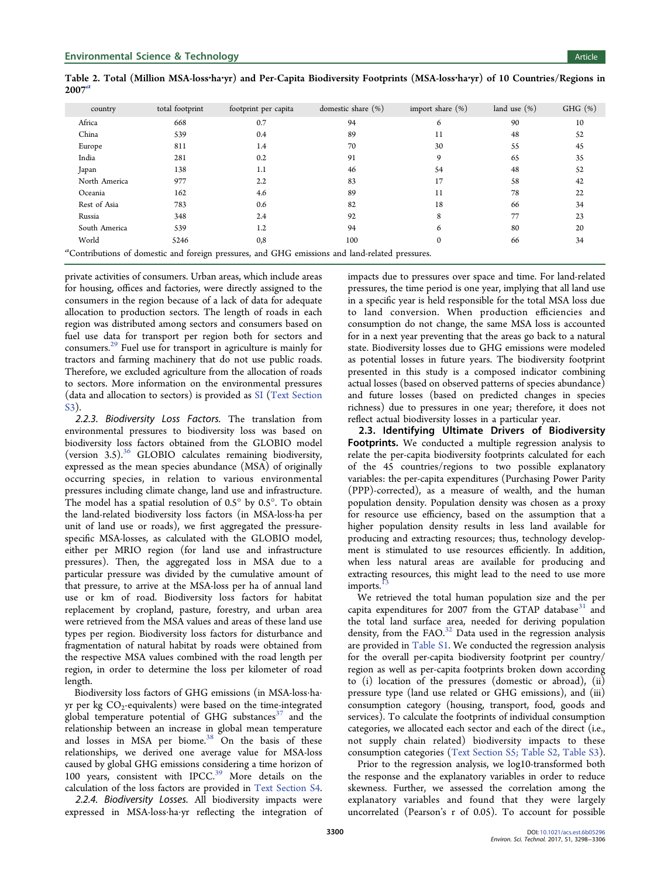Table 2. Total (Million MSA-loss·ha·yr) and Per-Capita Biodiversity Footprints (MSA-loss·ha·yr) of 10 Countries/Regions in 2007[a]

| country | total footprint | footprint per capita | domestic share (%) | import share (%) | land use (%) | GHG (%) |
|---|---|---|---|---|---|---|
| Africa | 668 | 0.7 | 94 | 6 | 90 | 10 |
| China | 539 | 0.4 | 89 | 11 | 48 | 52 |
| Europe | 811 | 1.4 | 70 | 30 | 55 | 45 |
| India | 281 | 0.2 | 91 | 9 | 65 | 35 |
| Japan | 138 | 1.1 | 46 | 54 | 48 | 52 |
| North America | 977 | 2.2 | 83 | 17 | 58 | 42 |
| Oceania | 162 | 4.6 | 89 | 11 | 78 | 22 |
| Rest of Asia | 783 | 0.6 | 82 | 18 | 66 | 34 |
| Russia | 348 | 2.4 | 92 | 8 | 77 | 23 |
| South America | 539 | 1.2 | 94 | 6 | 80 | 20 |
| World | 5246 | 0,8 | 100 | 0 | 66 | 34 |

[a]Contributions of domestic and foreign pressures, and GHG emissions and land-related pressures.

private activities of consumers. Urban areas, which include areas for housing, offices and factories, were directly assigned to the consumers in the region because of a lack of data for adequate allocation to production sectors. The length of roads in each region was distributed among sectors and consumers based on fuel use data for transport per region both for sectors and consumers.[29] Fuel use for transport in agriculture is mainly for tractors and farming machinery that do not use public roads. Therefore, we excluded agriculture from the allocation of roads to sectors. More information on the environmental pressures (data and allocation to sectors) is provided as SI (Text Section S3).

*2.2.3. Biodiversity Loss Factors.* The translation from environmental pressures to biodiversity loss was based on biodiversity loss factors obtained from the GLOBIO model (version 3.5).[36] GLOBIO calculates remaining biodiversity, expressed as the mean species abundance (MSA) of originally occurring species, in relation to various environmental pressures including climate change, land use and infrastructure. The model has a spatial resolution of 0.5° by 0.5°. To obtain the land-related biodiversity loss factors (in MSA-loss·ha per unit of land use or roads), we first aggregated the pressure-specific MSA-losses, as calculated with the GLOBIO model, either per MRIO region (for land use and infrastructure pressures). Then, the aggregated loss in MSA due to a particular pressure was divided by the cumulative amount of that pressure, to arrive at the MSA-loss per ha of annual land use or km of road. Biodiversity loss factors for habitat replacement by cropland, pasture, forestry, and urban area were retrieved from the MSA values and areas of these land use types per region. Biodiversity loss factors for disturbance and fragmentation of natural habitat by roads were obtained from the respective MSA values combined with the road length per region, in order to determine the loss per kilometer of road length.

Biodiversity loss factors of GHG emissions (in MSA-loss·ha·yr per kg $CO_2$-equivalents) were based on the time-integrated global temperature potential of GHG substances[37] and the relationship between an increase in global mean temperature and losses in MSA per biome.[38] On the basis of these relationships, we derived one average value for MSA-loss caused by global GHG emissions considering a time horizon of 100 years, consistent with IPCC.[39] More details on the calculation of the loss factors are provided in Text Section S4.

*2.2.4. Biodiversity Losses.* All biodiversity impacts were expressed in MSA-loss·ha·yr reflecting the integration of impacts due to pressures over space and time. For land-related pressures, the time period is one year, implying that all land use in a specific year is held responsible for the total MSA loss due to land conversion. When production efficiencies and consumption do not change, the same MSA loss is accounted for in a next year preventing that the areas go back to a natural state. Biodiversity losses due to GHG emissions were modeled as potential losses in future years. The biodiversity footprint presented in this study is a composed indicator combining actual losses (based on observed patterns of species abundance) and future losses (based on predicted changes in species richness) due to pressures in one year; therefore, it does not reflect actual biodiversity losses in a particular year.

**2.3. Identifying Ultimate Drivers of Biodiversity Footprints.** We conducted a multiple regression analysis to relate the per-capita biodiversity footprints calculated for each of the 45 countries/regions to two possible explanatory variables: the per-capita expenditures (Purchasing Power Parity (PPP)-corrected), as a measure of wealth, and the human population density. Population density was chosen as a proxy for resource use efficiency, based on the assumption that a higher population density results in less land available for producing and extracting resources; thus, technology development is stimulated to use resources efficiently. In addition, when less natural areas are available for producing and extracting resources, this might lead to the need to use more imports.[13]

We retrieved the total human population size and the per capita expenditures for 2007 from the GTAP database[31] and the total land surface area, needed for deriving population density, from the FAO.[32] Data used in the regression analysis are provided in Table S1. We conducted the regression analysis for the overall per-capita biodiversity footprint per country/region as well as per-capita footprints broken down according to (i) location of the pressures (domestic or abroad), (ii) pressure type (land use related or GHG emissions), and (iii) consumption category (housing, transport, food, goods and services). To calculate the footprints of individual consumption categories, we allocated each sector and each of the direct (i.e., not supply chain related) biodiversity impacts to these consumption categories (Text Section S5; Table S2, Table S3).

Prior to the regression analysis, we log10-transformed both the response and the explanatory variables in order to reduce skewness. Further, we assessed the correlation among the explanatory variables and found that they were largely uncorrelated (Pearson's r of 0.05). To account for possible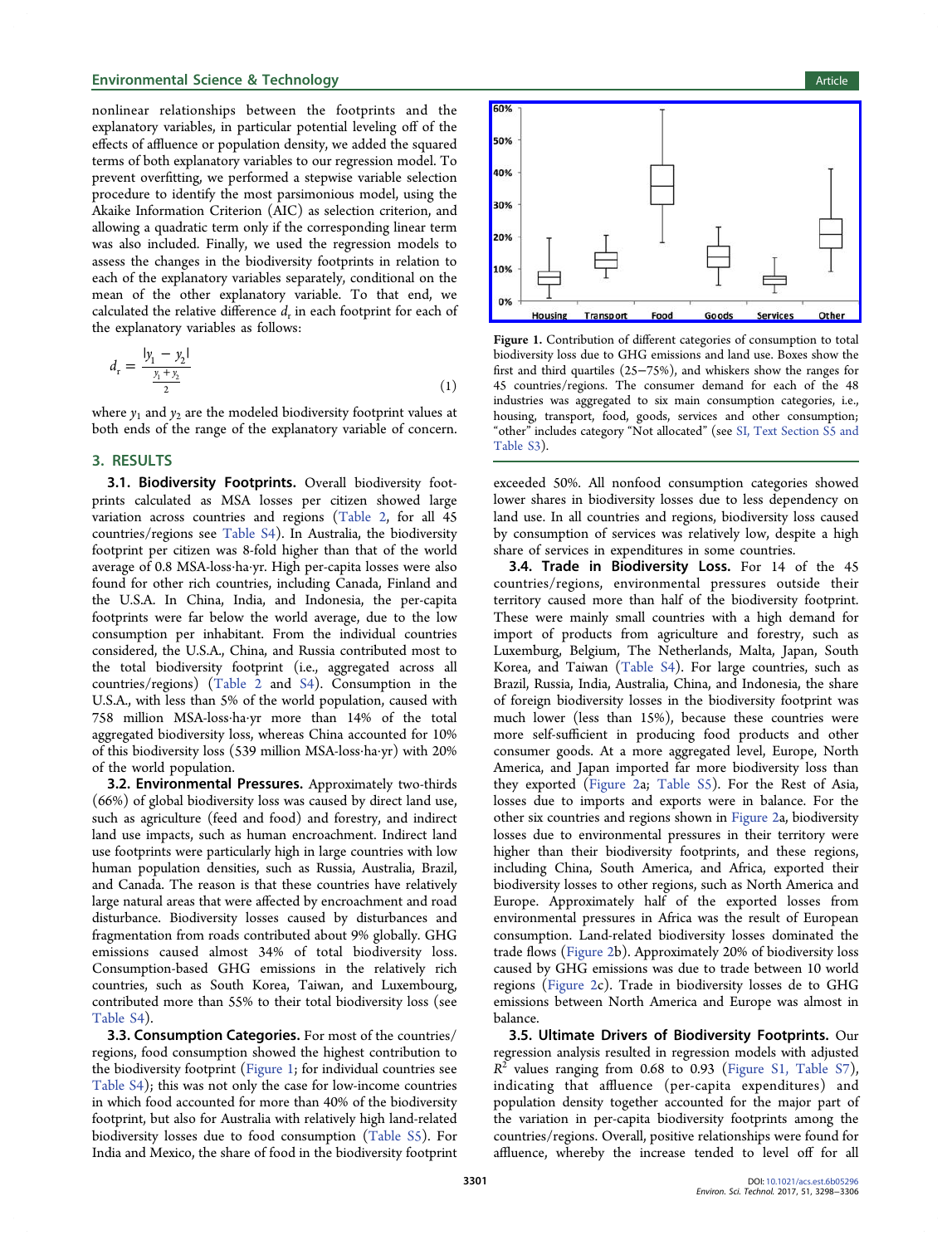nonlinear relationships between the footprints and the explanatory variables, in particular potential leveling off of the effects of affluence or population density, we added the squared terms of both explanatory variables to our regression model. To prevent overfitting, we performed a stepwise variable selection procedure to identify the most parsimonious model, using the Akaike Information Criterion (AIC) as selection criterion, and allowing a quadratic term only if the corresponding linear term was also included. Finally, we used the regression models to assess the changes in the biodiversity footprints in relation to each of the explanatory variables separately, conditional on the mean of the other explanatory variable. To that end, we calculated the relative difference $d_r$ in each footprint for each of the explanatory variables as follows:

$$d_r = \frac{|y_1 - y_2|}{\frac{y_1 + y_2}{2}} \tag{1}$$

where $y_1$ and $y_2$ are the modeled biodiversity footprint values at both ends of the range of the explanatory variable of concern.

## 3. RESULTS

**3.1. Biodiversity Footprints.** Overall biodiversity footprints calculated as MSA losses per citizen showed large variation across countries and regions (Table 2, for all 45 countries/regions see Table S4). In Australia, the biodiversity footprint per citizen was 8-fold higher than that of the world average of 0.8 MSA-loss·ha·yr. High per-capita losses were also found for other rich countries, including Canada, Finland and the U.S.A. In China, India, and Indonesia, the per-capita footprints were far below the world average, due to the low consumption per inhabitant. From the individual countries considered, the U.S.A., China, and Russia contributed most to the total biodiversity footprint (i.e., aggregated across all countries/regions) (Table 2 and S4). Consumption in the U.S.A., with less than 5% of the world population, caused with 758 million MSA-loss·ha·yr more than 14% of the total aggregated biodiversity loss, whereas China accounted for 10% of this biodiversity loss (539 million MSA-loss·ha·yr) with 20% of the world population.

**3.2. Environmental Pressures.** Approximately two-thirds (66%) of global biodiversity loss was caused by direct land use, such as agriculture (feed and food) and forestry, and indirect land use impacts, such as human encroachment. Indirect land use footprints were particularly high in large countries with low human population densities, such as Russia, Australia, Brazil, and Canada. The reason is that these countries have relatively large natural areas that were affected by encroachment and road disturbance. Biodiversity losses caused by disturbances and fragmentation from roads contributed about 9% globally. GHG emissions caused almost 34% of total biodiversity loss. Consumption-based GHG emissions in the relatively rich countries, such as South Korea, Taiwan, and Luxembourg, contributed more than 55% to their total biodiversity loss (see Table S4).

**3.3. Consumption Categories.** For most of the countries/regions, food consumption showed the highest contribution to the biodiversity footprint (Figure 1; for individual countries see Table S4); this was not only the case for low-income countries in which food accounted for more than 40% of the biodiversity footprint, but also for Australia with relatively high land-related biodiversity losses due to food consumption (Table S5). For India and Mexico, the share of food in the biodiversity footprint exceeded 50%. All nonfood consumption categories showed lower shares in biodiversity losses due to less dependency on land use. In all countries and regions, biodiversity loss caused by consumption of services was relatively low, despite a high share of services in expenditures in some countries.

Figure 1. Contribution of different categories of consumption to total biodiversity loss due to GHG emissions and land use. Boxes show the first and third quartiles (25−75%), and whiskers show the ranges for 45 countries/regions. The consumer demand for each of the 48 industries was aggregated to six main consumption categories, i.e., housing, transport, food, goods, services and other consumption; "other" includes category "Not allocated" (see SI, Text Section S5 and Table S3).

**3.4. Trade in Biodiversity Loss.** For 14 of the 45 countries/regions, environmental pressures outside their territory caused more than half of the biodiversity footprint. These were mainly small countries with a high demand for import of products from agriculture and forestry, such as Luxemburg, Belgium, The Netherlands, Malta, Japan, South Korea, and Taiwan (Table S4). For large countries, such as Brazil, Russia, India, Australia, China, and Indonesia, the share of foreign biodiversity losses in the biodiversity footprint was much lower (less than 15%), because these countries were more self-sufficient in producing food products and other consumer goods. At a more aggregated level, Europe, North America, and Japan imported far more biodiversity loss than they exported (Figure 2a; Table S5). For the Rest of Asia, losses due to imports and exports were in balance. For the other six countries and regions shown in Figure 2a, biodiversity losses due to environmental pressures in their territory were higher than their biodiversity footprints, and these regions, including China, South America, and Africa, exported their biodiversity losses to other regions, such as North America and Europe. Approximately half of the exported losses from environmental pressures in Africa was the result of European consumption. Land-related biodiversity losses dominated the trade flows (Figure 2b). Approximately 20% of biodiversity loss caused by GHG emissions was due to trade between 10 world regions (Figure 2c). Trade in biodiversity losses de to GHG emissions between North America and Europe was almost in balance.

**3.5. Ultimate Drivers of Biodiversity Footprints.** Our regression analysis resulted in regression models with adjusted $R^2$ values ranging from 0.68 to 0.93 (Figure S1, Table S7), indicating that affluence (per-capita expenditures) and population density together accounted for the major part of the variation in per-capita biodiversity footprints among the countries/regions. Overall, positive relationships were found for affluence, whereby the increase tended to level off for all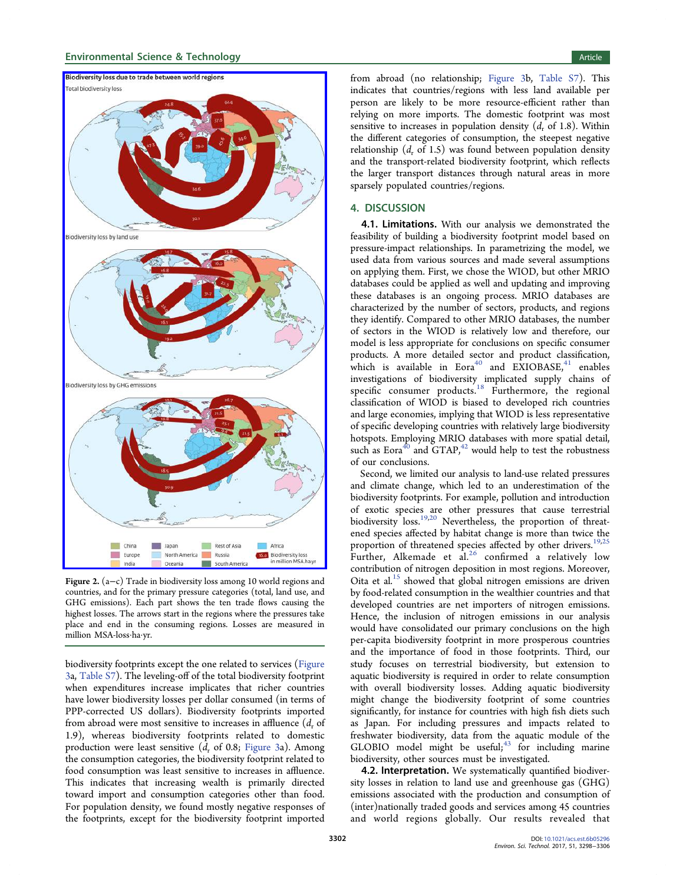Figure 2. (a−c) Trade in biodiversity loss among 10 world regions and countries, and for the primary pressure categories (total, land use, and GHG emissions). Each part shows the ten trade flows causing the highest losses. The arrows start in the regions where the pressures take place and end in the consuming regions. Losses are measured in million MSA-loss·ha·yr.

biodiversity footprints except the one related to services (Figure 3a, Table S7). The leveling-off of the total biodiversity footprint when expenditures increase implicates that richer countries have lower biodiversity losses per dollar consumed (in terms of PPP-corrected US dollars). Biodiversity footprints imported from abroad were most sensitive to increases in affluence ($d_r$ of 1.9), whereas biodiversity footprints related to domestic production were least sensitive ($d_r$ of 0.8; Figure 3a). Among the consumption categories, the biodiversity footprint related to food consumption was least sensitive to increases in affluence. This indicates that increasing wealth is primarily directed toward import and consumption categories other than food. For population density, we found mostly negative responses of the footprints, except for the biodiversity footprint imported from abroad (no relationship; Figure 3b, Table S7). This indicates that countries/regions with less land available per person are likely to be more resource-efficient rather than relying on more imports. The domestic footprint was most sensitive to increases in population density ($d_r$ of 1.8). Within the different categories of consumption, the steepest negative relationship ($d_r$ of 1.5) was found between population density and the transport-related biodiversity footprint, which reflects the larger transport distances through natural areas in more sparsely populated countries/regions.

## 4. DISCUSSION

**4.1. Limitations.** With our analysis we demonstrated the feasibility of building a biodiversity footprint model based on pressure-impact relationships. In parametrizing the model, we used data from various sources and made several assumptions on applying them. First, we chose the WIOD, but other MRIO databases could be applied as well and updating and improving these databases is an ongoing process. MRIO databases are characterized by the number of sectors, products, and regions they identify. Compared to other MRIO databases, the number of sectors in the WIOD is relatively low and therefore, our model is less appropriate for conclusions on specific consumer products. A more detailed sector and product classification, which is available in Eora[40] and EXIOBASE,[41] enables investigations of biodiversity implicated supply chains of specific consumer products.[18] Furthermore, the regional classification of WIOD is biased to developed rich countries and large economies, implying that WIOD is less representative of specific developing countries with relatively large biodiversity hotspots. Employing MRIO databases with more spatial detail, such as Eora[40] and GTAP,[42] would help to test the robustness of our conclusions.

Second, we limited our analysis to land-use related pressures and climate change, which led to an underestimation of the biodiversity footprints. For example, pollution and introduction of exotic species are other pressures that cause terrestrial biodiversity loss.[19,20] Nevertheless, the proportion of threatened species affected by habitat change is more than twice the proportion of threatened species affected by other drivers.[19,25] Further, Alkemade et al.[26] confirmed a relatively low contribution of nitrogen deposition in most regions. Moreover, Oita et al.[15] showed that global nitrogen emissions are driven by food-related consumption in the wealthier countries and that developed countries are net importers of nitrogen emissions. Hence, the inclusion of nitrogen emissions in our analysis would have consolidated our primary conclusions on the high per-capita biodiversity footprint in more prosperous countries and the importance of food in those footprints. Third, our study focuses on terrestrial biodiversity, but extension to aquatic biodiversity is required in order to relate consumption with overall biodiversity losses. Adding aquatic biodiversity might change the biodiversity footprint of some countries significantly, for instance for countries with high fish diets such as Japan. For including pressures and impacts related to freshwater biodiversity, data from the aquatic module of the GLOBIO model might be useful;[43] for including marine biodiversity, other sources must be investigated.

**4.2. Interpretation.** We systematically quantified biodiversity losses in relation to land use and greenhouse gas (GHG) emissions associated with the production and consumption of (inter)nationally traded goods and services among 45 countries and world regions globally. Our results revealed that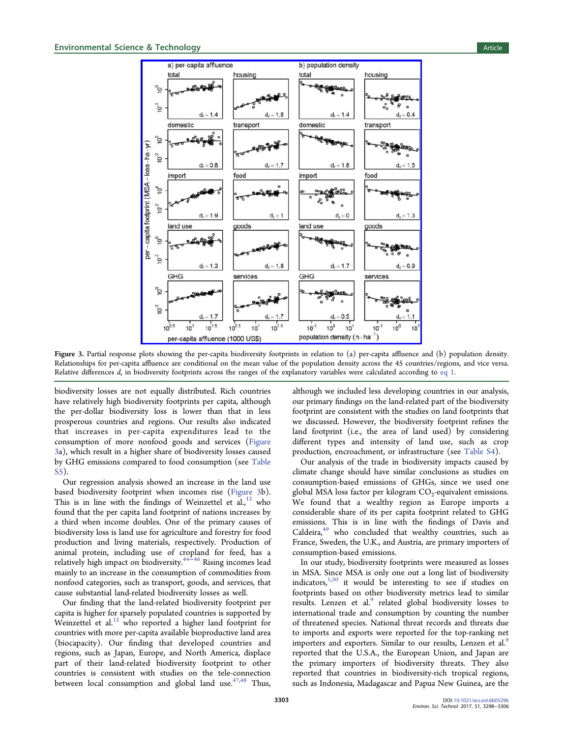Figure 3. Partial response plots showing the per-capita biodiversity footprints in relation to (a) per-capita affluence and (b) population density. Relationships for per-capita affluence are conditional on the mean value of the population density across the 45 countries/regions, and vice versa. Relative differences $d_r$ in biodiversity footprints across the ranges of the explanatory variables were calculated according to eq 1.

biodiversity losses are not equally distributed. Rich countries have relatively high biodiversity footprints per capita, although the per-dollar biodiversity loss is lower than that in less prosperous countries and regions. Our results also indicated that increases in per-capita expenditures lead to the consumption of more nonfood goods and services (Figure 3a), which result in a higher share of biodiversity losses caused by GHG emissions compared to food consumption (see Table S5).

Our regression analysis showed an increase in the land use based biodiversity footprint when incomes rise (Figure 3b). This is in line with the findings of Weinzettel et al.,[12] who found that the per capita land footprint of nations increases by a third when income doubles. One of the primary causes of biodiversity loss is land use for agriculture and forestry for food production and living materials, respectively. Production of animal protein, including use of cropland for feed, has a relatively high impact on biodiversity.[44−46] Rising incomes lead mainly to an increase in the consumption of commodities from nonfood categories, such as transport, goods, and services, that cause substantial land-related biodiversity losses as well.

Our finding that the land-related biodiversity footprint per capita is higher for sparsely populated countries is supported by Weinzettel et al.[12] who reported a higher land footprint for countries with more per-capita available bioproductive land area (biocapacity). Our finding that developed countries and regions, such as Japan, Europe, and North America, displace part of their land-related biodiversity footprint to other countries is consistent with studies on the tele-connection between local consumption and global land use.[47,48] Thus, although we included less developing countries in our analysis, our primary findings on the land-related part of the biodiversity footprint are consistent with the studies on land footprints that we discussed. However, the biodiversity footprint refines the land footprint (i.e., the area of land used) by considering different types and intensity of land use, such as crop production, encroachment, or infrastructure (see Table S4).

Our analysis of the trade in biodiversity impacts caused by climate change should have similar conclusions as studies on consumption-based emissions of GHGs, since we used one global MSA loss factor per kilogram $CO_2$-equivalent emissions. We found that a wealthy region as Europe imports a considerable share of its per capita footprint related to GHG emissions. This is in line with the findings of Davis and Caldeira,[49] who concluded that wealthy countries, such as France, Sweden, the U.K., and Austria, are primary importers of consumption-based emissions.

In our study, biodiversity footprints were measured as losses in MSA. Since MSA is only one out a long list of biodiversity indicators,[1,50] it would be interesting to see if studies on footprints based on other biodiversity metrics lead to similar results. Lenzen et al.[9] related global biodiversity losses to international trade and consumption by counting the number of threatened species. National threat records and threats due to imports and exports were reported for the top-ranking net importers and exporters. Similar to our results, Lenzen et al.[9] reported that the U.S.A., the European Union, and Japan are the primary importers of biodiversity threats. They also reported that countries in biodiversity-rich tropical regions, such as Indonesia, Madagascar and Papua New Guinea, are the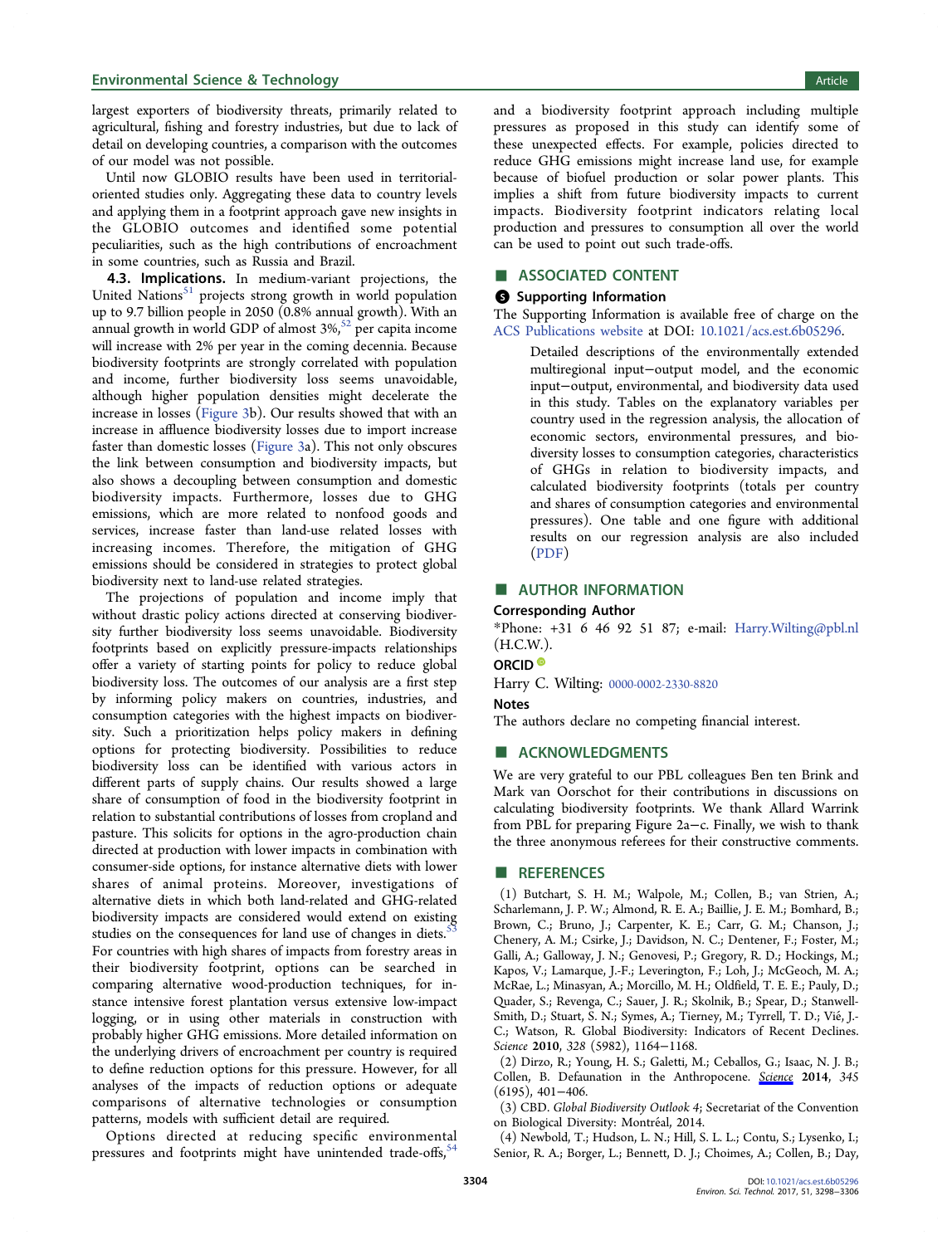largest exporters of biodiversity threats, primarily related to agricultural, fishing and forestry industries, but due to lack of detail on developing countries, a comparison with the outcomes of our model was not possible.

Until now GLOBIO results have been used in territorial-oriented studies only. Aggregating these data to country levels and applying them in a footprint approach gave new insights in the GLOBIO outcomes and identified some potential peculiarities, such as the high contributions of encroachment in some countries, such as Russia and Brazil.

### 4.3. Implications.

In medium-variant projections, the United Nations[51] projects strong growth in world population up to 9.7 billion people in 2050 (0.8% annual growth). With an annual growth in world GDP of almost 3%,[52] per capita income will increase with 2% per year in the coming decennia. Because biodiversity footprints are strongly correlated with population and income, further biodiversity loss seems unavoidable, although higher population densities might decelerate the increase in losses (Figure 3b). Our results showed that with an increase in affluence biodiversity losses due to import increase faster than domestic losses (Figure 3a). This not only obscures the link between consumption and biodiversity impacts, but also shows a decoupling between consumption and domestic biodiversity impacts. Furthermore, losses due to GHG emissions, which are more related to nonfood goods and services, increase faster than land-use related losses with increasing incomes. Therefore, the mitigation of GHG emissions should be considered in strategies to protect global biodiversity next to land-use related strategies.

The projections of population and income imply that without drastic policy actions directed at conserving biodiversity further biodiversity loss seems unavoidable. Biodiversity footprints based on explicitly pressure-impacts relationships offer a variety of starting points for policy to reduce global biodiversity loss. The outcomes of our analysis are a first step by informing policy makers on countries, industries, and consumption categories with the highest impacts on biodiversity. Such a prioritization helps policy makers in defining options for protecting biodiversity. Possibilities to reduce biodiversity loss can be identified with various actors in different parts of supply chains. Our results showed a large share of consumption of food in the biodiversity footprint in relation to substantial contributions of losses from cropland and pasture. This solicits for options in the agro-production chain directed at production with lower impacts in combination with consumer-side options, for instance alternative diets with lower shares of animal proteins. Moreover, investigations of alternative diets in which both land-related and GHG-related biodiversity impacts are considered would extend on existing studies on the consequences for land use of changes in diets.[53] For countries with high shares of impacts from forestry areas in their biodiversity footprint, options can be searched in comparing alternative wood-production techniques, for instance intensive forest plantation versus extensive low-impact logging, or in using other materials in construction with probably higher GHG emissions. More detailed information on the underlying drivers of encroachment per country is required to define reduction options for this pressure. However, for all analyses of the impacts of reduction options or adequate comparisons of alternative technologies or consumption patterns, models with sufficient detail are required.

Options directed at reducing specific environmental pressures and footprints might have unintended trade-offs,[54] and a biodiversity footprint approach including multiple pressures as proposed in this study can identify some of these unexpected effects. For example, policies directed to reduce GHG emissions might increase land use, for example because of biofuel production or solar power plants. This implies a shift from future biodiversity impacts to current impacts. Biodiversity footprint indicators relating local production and pressures to consumption all over the world can be used to point out such trade-offs.

## ■ ASSOCIATED CONTENT

### Supporting Information

The Supporting Information is available free of charge on the ACS Publications website at DOI: 10.1021/acs.est.6b05296.

> Detailed descriptions of the environmentally extended multiregional input–output model, and the economic input–output, environmental, and biodiversity data used in this study. Tables on the explanatory variables per country used in the regression analysis, the allocation of economic sectors, environmental pressures, and biodiversity losses to consumption categories, characteristics of GHGs in relation to biodiversity impacts, and calculated biodiversity footprints (totals per country and shares of consumption categories and environmental pressures). One table and one figure with additional results on our regression analysis are also included (PDF)

## ■ AUTHOR INFORMATION

### Corresponding Author

*Phone: +31 6 46 92 51 87; e-mail: Harry.Wilting@pbl.nl (H.C.W.).

### ORCID

Harry C. Wilting: 0000-0002-2330-8820

### Notes

The authors declare no competing financial interest.

## ■ ACKNOWLEDGMENTS

We are very grateful to our PBL colleagues Ben ten Brink and Mark van Oorschot for their contributions in discussions on calculating biodiversity footprints. We thank Allard Warrink from PBL for preparing Figure 2a–c. Finally, we wish to thank the three anonymous referees for their constructive comments.

## ■ REFERENCES

(1) Butchart, S. H. M.; Walpole, M.; Collen, B.; van Strien, A.; Scharlemann, J. P. W.; Almond, R. E. A.; Baillie, J. E. M.; Bomhard, B.; Brown, C.; Bruno, J.; Carpenter, K. E.; Carr, G. M.; Chanson, J.; Chenery, A. M.; Csirke, J.; Davidson, N. C.; Dentener, F.; Foster, M.; Galli, A.; Galloway, J. N.; Genovesi, P.; Gregory, R. D.; Hockings, M.; Kapos, V.; Lamarque, J.-F.; Leverington, F.; Loh, J.; McGeoch, M. A.; McRae, L.; Minasyan, A.; Morcillo, M. H.; Oldfield, T. E. E.; Pauly, D.; Quader, S.; Revenga, C.; Sauer, J. R.; Skolnik, B.; Spear, D.; Stanwell-Smith, D.; Stuart, S. N.; Symes, A.; Tierney, M.; Tyrrell, T. D.; Vié, J.-C.; Watson, R. Global Biodiversity: Indicators of Recent Declines. *Science* **2010**, *328* (5982), 1164–1168.

(2) Dirzo, R.; Young, H. S.; Galetti, M.; Ceballos, G.; Isaac, N. J. B.; Collen, B. Defaunation in the Anthropocene. *Science* **2014**, *345* (6195), 401–406.

(3) CBD. *Global Biodiversity Outlook 4*; Secretariat of the Convention on Biological Diversity: Montréal, 2014.

(4) Newbold, T.; Hudson, L. N.; Hill, S. L. L.; Contu, S.; Lysenko, I.; Senior, R. A.; Borger, L.; Bennett, D. J.; Choimes, A.; Collen, B.; Day,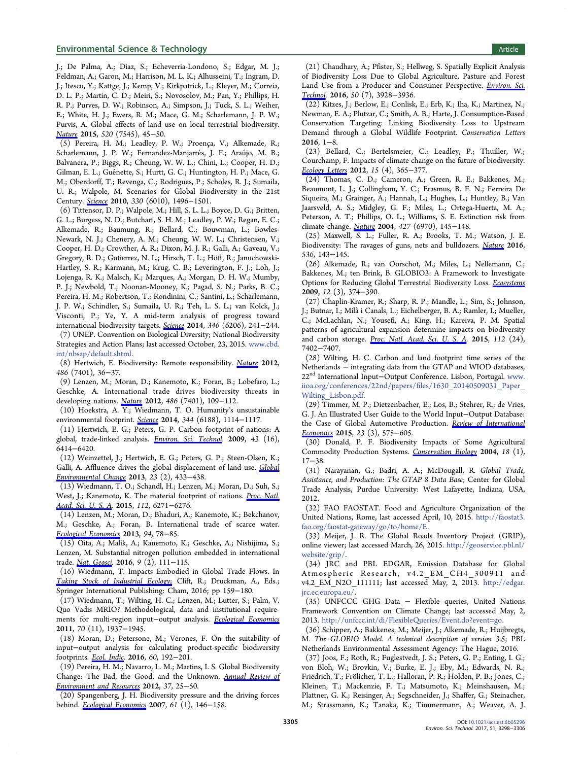J.; De Palma, A.; Diaz, S.; Echeverria-Londono, S.; Edgar, M. J.; Feldman, A.; Garon, M.; Harrison, M. L. K.; Alhusseini, T.; Ingram, D. J.; Itescu, Y.; Kattge, J.; Kemp, V.; Kirkpatrick, L.; Kleyer, M.; Correia, D. L. P.; Martin, C. D.; Meiri, S.; Novosolov, M.; Pan, Y.; Phillips, H. R. P.; Purves, D. W.; Robinson, A.; Simpson, J.; Tuck, S. L.; Weiher, E.; White, H. J.; Ewers, R. M.; Mace, G. M.; Scharlemann, J. P. W.; Purvis, A. Global effects of land use on local terrestrial biodiversity. *Nature* **2015**, *520* (7545), 45−50.

(5) Pereira, H. M.; Leadley, P. W.; Proença, V.; Alkemade, R.; Scharlemann, J. P. W.; Fernandez-Manjarrés, J. F.; Araújo, M. B.; Balvanera, P.; Biggs, R.; Cheung, W. W. L.; Chini, L.; Cooper, H. D.; Gilman, E. L.; Guénette, S.; Hurtt, G. C.; Huntington, H. P.; Mace, G. M.; Oberdorff, T.; Revenga, C.; Rodrigues, P.; Scholes, R. J.; Sumaila, U. R.; Walpole, M. Scenarios for Global Biodiversity in the 21st Century. *Science* **2010**, *330* (6010), 1496−1501.

(6) Tittensor, D. P.; Walpole, M.; Hill, S. L. L.; Boyce, D. G.; Britten, G. L.; Burgess, N. D.; Butchart, S. H. M.; Leadley, P. W.; Regan, E. C.; Alkemade, R.; Baumung, R.; Bellard, C.; Bouwman, L.; Bowles-Newark, N. J.; Chenery, A. M.; Cheung, W. W. L.; Christensen, V.; Cooper, H. D.; Crowther, A. R.; Dixon, M. J. R.; Galli, A.; Gaveau, V.; Gregory, R. D.; Gutierrez, N. L.; Hirsch, T. L.; Höft, R.; Januchowski-Hartley, S. R.; Karmann, M.; Krug, C. B.; Leverington, F. J.; Loh, J.; Lojenga, R. K.; Malsch, K.; Marques, A.; Morgan, D. H. W.; Mumby, P. J.; Newbold, T.; Noonan-Mooney, K.; Pagad, S. N.; Parks, B. C.; Pereira, H. M.; Robertson, T.; Rondinini, C.; Santini, L.; Scharlemann, J. P. W.; Schindler, S.; Sumaila, U. R.; Teh, L. S. L.; van Kolck, J.; Visconti, P.; Ye, Y. A mid-term analysis of progress toward international biodiversity targets. *Science* **2014**, *346* (6206), 241−244.

(7) UNEP. Convention on Biological Diversity; National Biodiversity Strategies and Action Plans; last accessed October, 23, 2015. www.cbd.int/nbsap/default.shtml.

(8) Hertwich, E. Biodiversity: Remote responsibility. *Nature* **2012**, *486* (7401), 36−37.

(9) Lenzen, M.; Moran, D.; Kanemoto, K.; Foran, B.; Lobefaro, L.; Geschke, A. International trade drives biodiversity threats in developing nations. *Nature* **2012**, *486* (7401), 109−112.

(10) Hoekstra, A. Y.; Wiedmann, T. O. Humanity's unsustainable environmental footprint. *Science* **2014**, *344* (6188), 1114−1117.

(11) Hertwich, E. G.; Peters, G. P. Carbon footprint of nations: A global, trade-linked analysis. *Environ. Sci. Technol.* **2009**, *43* (16), 6414−6420.

(12) Weinzettel, J.; Hertwich, E. G.; Peters, G. P.; Steen-Olsen, K.; Galli, A. Affluence drives the global displacement of land use. *Global Environmental Change* **2013**, *23* (2), 433−438.

(13) Wiedmann, T. O.; Schandl, H.; Lenzen, M.; Moran, D.; Suh, S.; West, J.; Kanemoto, K. The material footprint of nations. *Proc. Natl. Acad. Sci. U. S. A.* **2015**, *112*, 6271−6276.

(14) Lenzen, M.; Moran, D.; Bhaduri, A.; Kanemoto, K.; Bekchanov, M.; Geschke, A.; Foran, B. International trade of scarce water. *Ecological Economics* **2013**, *94*, 78−85.

(15) Oita, A.; Malik, A.; Kanemoto, K.; Geschke, A.; Nishijima, S.; Lenzen, M. Substantial nitrogen pollution embedded in international trade. *Nat. Geosci.* **2016**, *9* (2), 111−115.

(16) Wiedmann, T. Impacts Embodied in Global Trade Flows. In *Taking Stock of Industrial Ecology*; Clift, R.; Druckman, A., Eds.; Springer International Publishing: Cham, 2016; pp 159−180.

(17) Wiedmann, T.; Wilting, H. C.; Lenzen, M.; Lutter, S.; Palm, V. Quo Vadis MRIO? Methodological, data and institutional requirements for multi-region input−output analysis. *Ecological Economics* **2011**, *70* (11), 1937−1945.

(18) Moran, D.; Petersone, M.; Verones, F. On the suitability of input−output analysis for calculating product-specific biodiversity footprints. *Ecol. Indic.* **2016**, *60*, 192−201.

(19) Pereira, H. M.; Navarro, L. M.; Martins, I. S. Global Biodiversity Change: The Bad, the Good, and the Unknown. *Annual Review of Environment and Resources* **2012**, *37*, 25−50.

(20) Spangenberg, J. H. Biodiversity pressure and the driving forces behind. *Ecological Economics* **2007**, *61* (1), 146−158.

(21) Chaudhary, A.; Pfister, S.; Hellweg, S. Spatially Explicit Analysis of Biodiversity Loss Due to Global Agriculture, Pasture and Forest Land Use from a Producer and Consumer Perspective. *Environ. Sci. Technol.* **2016**, *50* (7), 3928−3936.

(22) Kitzes, J.; Berlow, E.; Conlisk, E.; Erb, K.; Iha, K.; Martinez, N.; Newman, E. A.; Plutzar, C.; Smith, A. B.; Harte, J. Consumption-Based Conservation Targeting: Linking Biodiversity Loss to Upstream Demand through a Global Wildlife Footprint. *Conservation Letters* **2016**, 1−8.

(23) Bellard, C.; Bertelsmeier, C.; Leadley, P.; Thuiller, W.; Courchamp, F. Impacts of climate change on the future of biodiversity. *Ecology Letters* **2012**, *15* (4), 365−377.

(24) Thomas, C. D.; Cameron, A.; Green, R. E.; Bakkenes, M.; Beaumont, L. J.; Collingham, Y. C.; Erasmus, B. F. N.; Ferreira De Siqueira, M.; Grainger, A.; Hannah, L.; Hughes, L.; Huntley, B.; Van Jaarsveld, A. S.; Midgley, G. F.; Miles, L.; Ortega-Huerta, M. A.; Peterson, A. T.; Phillips, O. L.; Williams, S. E. Extinction risk from climate change. *Nature* **2004**, *427* (6970), 145−148.

(25) Maxwell, S. L.; Fuller, R. A.; Brooks, T. M.; Watson, J. E. Biodiversity: The ravages of guns, nets and bulldozers. *Nature* **2016**, *536*, 143−145.

(26) Alkemade, R.; van Oorschot, M.; Miles, L.; Nellemann, C.; Bakkenes, M.; ten Brink, B. GLOBIO3: A Framework to Investigate Options for Reducing Global Terrestrial Biodiversity Loss. *Ecosystems* **2009**, *12* (3), 374−390.

(27) Chaplin-Kramer, R.; Sharp, R. P.; Mandle, L.; Sim, S.; Johnson, J.; Butnar, I.; Milà i Canals, L.; Eichelberger, B. A.; Ramler, I.; Mueller, C.; McLachlan, N.; Yousefi, A.; King, H.; Kareiva, P. M. Spatial patterns of agricultural expansion determine impacts on biodiversity and carbon storage. *Proc. Natl. Acad. Sci. U. S. A.* **2015**, *112* (24), 7402−7407.

(28) Wilting, H. C. Carbon and land footprint time series of the Netherlands − integrating data from the GTAP and WIOD databases, 22nd International Input−Output Conference. Lisbon, Portugal. www.iioa.org/conferences/22nd/papers/files/1630_20140509031_Paper_Wilting_Lisbon.pdf.

(29) Timmer, M. P.; Dietzenbacher, E.; Los, B.; Stehrer, R.; de Vries, G. J. An Illustrated User Guide to the World Input−Output Database: the Case of Global Automotive Production. *Review of International Economics* **2015**, *23* (3), 575−605.

(30) Donald, P. F. Biodiversity Impacts of Some Agricultural Commodity Production Systems. *Conservation Biology* **2004**, *18* (1), 17−38.

(31) Narayanan, G.; Badri, A. A.; McDougall, R. *Global Trade, Assistance, and Production: The GTAP 8 Data Base*; Center for Global Trade Analysis, Purdue University: West Lafayette, Indiana, USA, 2012.

(32) FAO FAOSTAT. Food and Agriculture Organization of the United Nations, Rome, last accessed April, 10, 2015. http://faostat3.fao.org/faostat-gateway/go/to/home/E.

(33) Meijer, J. R. The Global Roads Inventory Project (GRIP), online viewer; last accessed March, 26, 2015. http://geoservice.pbl.nl/website/grip/.

(34) JRC and PBL EDGAR, Emission Database for Global Atmospheric Research, v4.2_EM_CH4_300911 and v4.2_EM_N2O_111111; last accessed May, 2, 2013. http://edgar.jrc.ec.europa.eu/.

(35) UNFCCC GHG Data − Flexible queries, United Nations Framework Convention on Climate Change; last accessed May, 2, 2013. http://unfccc.int/di/FlexibleQueries/Event.do?event=go.

(36) Schipper, A.; Bakkenes, M.; Meijer, J.; Alkemade, R.; Huijbregts, M. *The GLOBIO Model. A technical description of version 3.5*; PBL Netherlands Environmental Assessment Agency: The Hague, 2016.

(37) Joos, F.; Roth, R.; Fuglestvedt, J. S.; Peters, G. P.; Enting, I. G.; von Bloh, W.; Brovkin, V.; Burke, E. J.; Eby, M.; Edwards, N. R.; Friedrich, T.; Frölicher, T. L.; Halloran, P. R.; Holden, P. B.; Jones, C.; Kleinen, T.; Mackenzie, F. T.; Matsumoto, K.; Meinshausen, M.; Plattner, G. K.; Reisinger, A.; Segschneider, J.; Shaffer, G.; Steinacher, M.; Strassmann, K.; Tanaka, K.; Timmermann, A.; Weaver, A. J.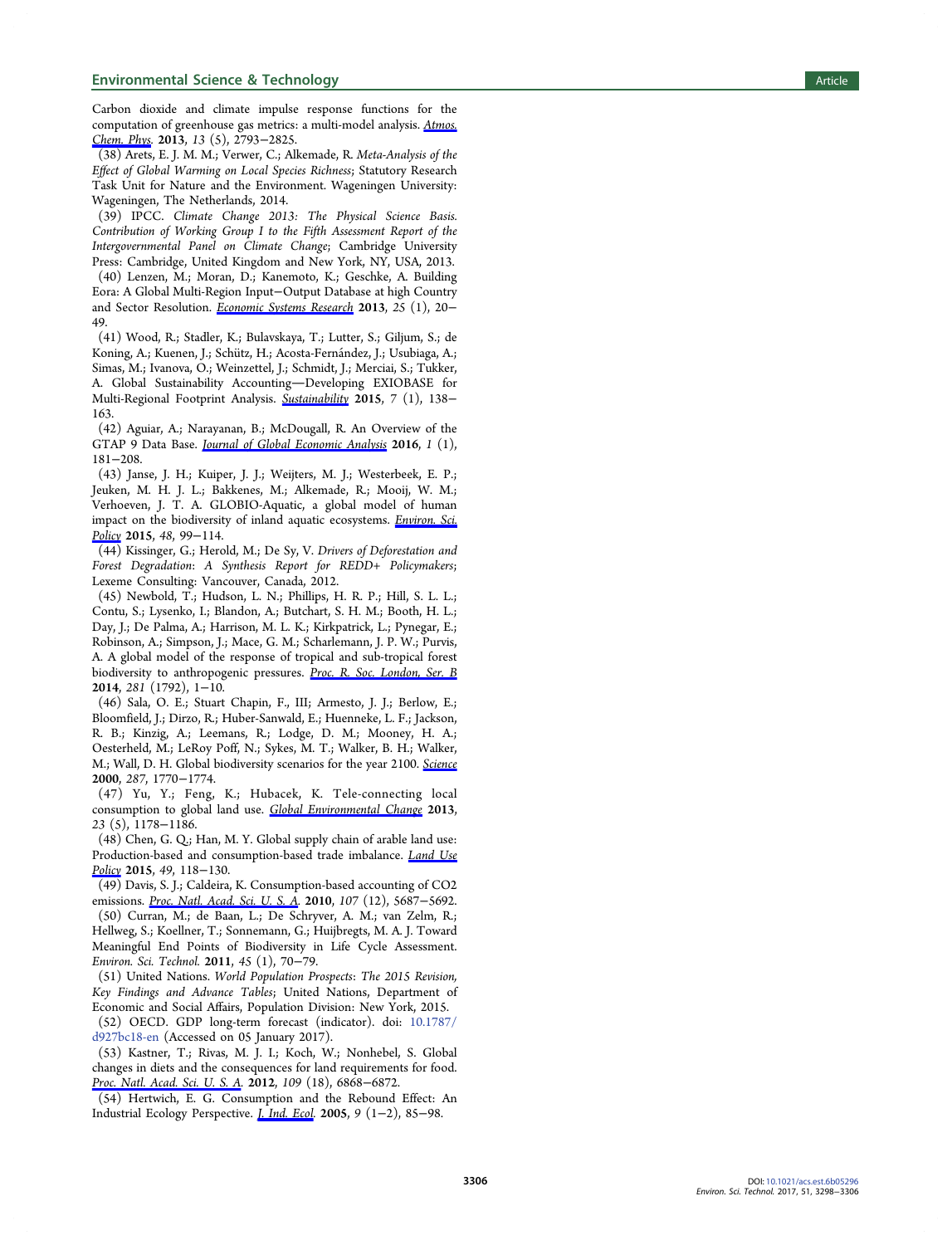Carbon dioxide and climate impulse response functions for the computation of greenhouse gas metrics: a multi-model analysis. *Atmos. Chem. Phys.* **2013**, *13* (5), 2793−2825.

(38) Arets, E. J. M. M.; Verwer, C.; Alkemade, R. *Meta-Analysis of the Effect of Global Warming on Local Species Richness*; Statutory Research Task Unit for Nature and the Environment. Wageningen University: Wageningen, The Netherlands, 2014.

(39) IPCC. *Climate Change 2013: The Physical Science Basis. Contribution of Working Group I to the Fifth Assessment Report of the Intergovernmental Panel on Climate Change*; Cambridge University Press: Cambridge, United Kingdom and New York, NY, USA, 2013.

(40) Lenzen, M.; Moran, D.; Kanemoto, K.; Geschke, A. Building Eora: A Global Multi-Region Input−Output Database at high Country and Sector Resolution. *Economic Systems Research* **2013**, *25* (1), 20−49.

(41) Wood, R.; Stadler, K.; Bulavskaya, T.; Lutter, S.; Giljum, S.; de Koning, A.; Kuenen, J.; Schütz, H.; Acosta-Fernández, J.; Usubiaga, A.; Simas, M.; Ivanova, O.; Weinzettel, J.; Schmidt, J.; Merciai, S.; Tukker, A. Global Sustainability Accounting—Developing EXIOBASE for Multi-Regional Footprint Analysis. *Sustainability* **2015**, *7* (1), 138−163.

(42) Aguiar, A.; Narayanan, B.; McDougall, R. An Overview of the GTAP 9 Data Base. *Journal of Global Economic Analysis* **2016**, *1* (1), 181−208.

(43) Janse, J. H.; Kuiper, J. J.; Weijters, M. J.; Westerbeek, E. P.; Jeuken, M. H. J. L.; Bakkenes, M.; Alkemade, R.; Mooij, W. M.; Verhoeven, J. T. A. GLOBIO-Aquatic, a global model of human impact on the biodiversity of inland aquatic ecosystems. *Environ. Sci. Policy* **2015**, *48*, 99−114.

(44) Kissinger, G.; Herold, M.; De Sy, V. *Drivers of Deforestation and Forest Degradation: A Synthesis Report for REDD+ Policymakers*; Lexeme Consulting: Vancouver, Canada, 2012.

(45) Newbold, T.; Hudson, L. N.; Phillips, H. R. P.; Hill, S. L. L.; Contu, S.; Lysenko, I.; Blandon, A.; Butchart, S. H. M.; Booth, H. L.; Day, J.; De Palma, A.; Harrison, M. L. K.; Kirkpatrick, L.; Pynegar, E.; Robinson, A.; Simpson, J.; Mace, G. M.; Scharlemann, J. P. W.; Purvis, A. A global model of the response of tropical and sub-tropical forest biodiversity to anthropogenic pressures. *Proc. R. Soc. London, Ser. B* **2014**, *281* (1792), 1−10.

(46) Sala, O. E.; Stuart Chapin, F., III; Armesto, J. J.; Berlow, E.; Bloomfield, J.; Dirzo, R.; Huber-Sanwald, E.; Huenneke, L. F.; Jackson, R. B.; Kinzig, A.; Leemans, R.; Lodge, D. M.; Mooney, H. A.; Oesterheld, M.; LeRoy Poff, N.; Sykes, M. T.; Walker, B. H.; Walker, M.; Wall, D. H. Global biodiversity scenarios for the year 2100. *Science* **2000**, *287*, 1770−1774.

(47) Yu, Y.; Feng, K.; Hubacek, K. Tele-connecting local consumption to global land use. *Global Environmental Change* **2013**, *23* (5), 1178−1186.

(48) Chen, G. Q.; Han, M. Y. Global supply chain of arable land use: Production-based and consumption-based trade imbalance. *Land Use Policy* **2015**, *49*, 118−130.

(49) Davis, S. J.; Caldeira, K. Consumption-based accounting of CO2 emissions. *Proc. Natl. Acad. Sci. U. S. A.* **2010**, *107* (12), 5687−5692.

(50) Curran, M.; de Baan, L.; De Schryver, A. M.; van Zelm, R.; Hellweg, S.; Koellner, T.; Sonnemann, G.; Huijbregts, M. A. J. Toward Meaningful End Points of Biodiversity in Life Cycle Assessment. *Environ. Sci. Technol.* **2011**, *45* (1), 70−79.

(51) United Nations. *World Population Prospects: The 2015 Revision, Key Findings and Advance Tables*; United Nations, Department of Economic and Social Affairs, Population Division: New York, 2015.

(52) OECD. GDP long-term forecast (indicator). doi: 10.1787/d927bc18-en (Accessed on 05 January 2017).

(53) Kastner, T.; Rivas, M. J. I.; Koch, W.; Nonhebel, S. Global changes in diets and the consequences for land requirements for food. *Proc. Natl. Acad. Sci. U. S. A.* **2012**, *109* (18), 6868−6872.

(54) Hertwich, E. G. Consumption and the Rebound Effect: An Industrial Ecology Perspective. *J. Ind. Ecol.* **2005**, *9* (1−2), 85−98.